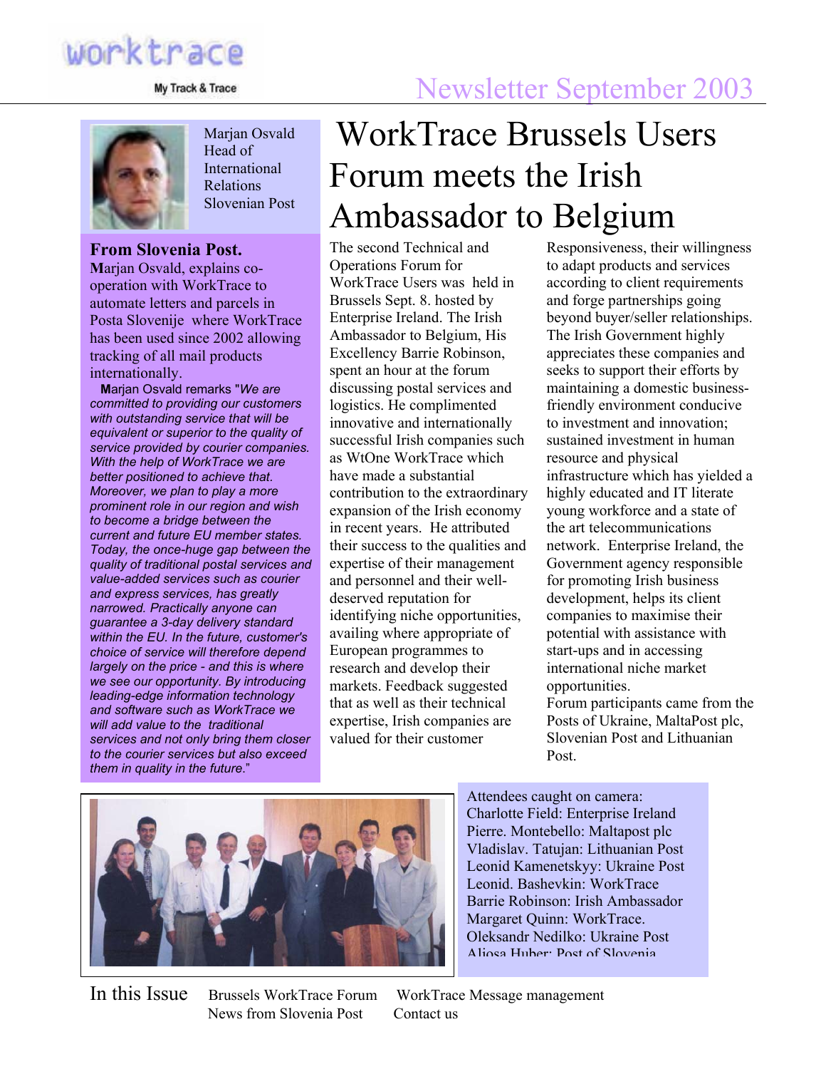worktrace

My Track & Trace

Newsletter September 2003

Marjan Osvald
Head of International Relations
Slovenian Post

**From Slovenia Post.**

**M**arjan Osvald, explains co-operation with WorkTrace to automate letters and parcels in Posta Slovenije where WorkTrace has been used since 2002 allowing tracking of all mail products internationally.

**M**arjan Osvald remarks "*We are committed to providing our customers with outstanding service that will be equivalent or superior to the quality of service provided by courier companies. With the help of WorkTrace we are better positioned to achieve that. Moreover, we plan to play a more prominent role in our region and wish to become a bridge between the current and future EU member states. Today, the once-huge gap between the quality of traditional postal services and value-added services such as courier and express services, has greatly narrowed. Practically anyone can guarantee a 3-day delivery standard within the EU. In the future, customer's choice of service will therefore depend largely on the price - and this is where we see our opportunity. By introducing leading-edge information technology and software such as WorkTrace we will add value to the traditional services and not only bring them closer to the courier services but also exceed them in quality in the future*."

# WorkTrace Brussels Users Forum meets the Irish Ambassador to Belgium

The second Technical and Operations Forum for WorkTrace Users was held in Brussels Sept. 8. hosted by Enterprise Ireland. The Irish Ambassador to Belgium, His Excellency Barrie Robinson, spent an hour at the forum discussing postal services and logistics. He complimented innovative and internationally successful Irish companies such as WtOne WorkTrace which have made a substantial contribution to the extraordinary expansion of the Irish economy in recent years. He attributed their success to the qualities and expertise of their management and personnel and their well-deserved reputation for identifying niche opportunities, availing where appropriate of European programmes to research and develop their markets. Feedback suggested that as well as their technical expertise, Irish companies are valued for their customer Responsiveness, their willingness to adapt products and services according to client requirements and forge partnerships going beyond buyer/seller relationships. The Irish Government highly appreciates these companies and seeks to support their efforts by maintaining a domestic business-friendly environment conducive to investment and innovation; sustained investment in human resource and physical infrastructure which has yielded a highly educated and IT literate young workforce and a state of the art telecommunications network. Enterprise Ireland, the Government agency responsible for promoting Irish business development, helps its client companies to maximise their potential with assistance with start-ups and in accessing international niche market opportunities.

Forum participants came from the Posts of Ukraine, MaltaPost plc, Slovenian Post and Lithuanian Post.

Attendees caught on camera:
Charlotte Field: Enterprise Ireland
Pierre. Montebello: Maltapost plc
Vladislav. Tatujan: Lithuanian Post
Leonid Kamenetskyy: Ukraine Post
Leonid. Bashevkin: WorkTrace
Barrie Robinson: Irish Ambassador
Margaret Quinn: WorkTrace.
Oleksandr Nedilko: Ukraine Post
Aliosa Huber: Post of Slovenia

**In this Issue**

- Brussels WorkTrace Forum
- News from Slovenia Post
- WorkTrace Message management
- Contact us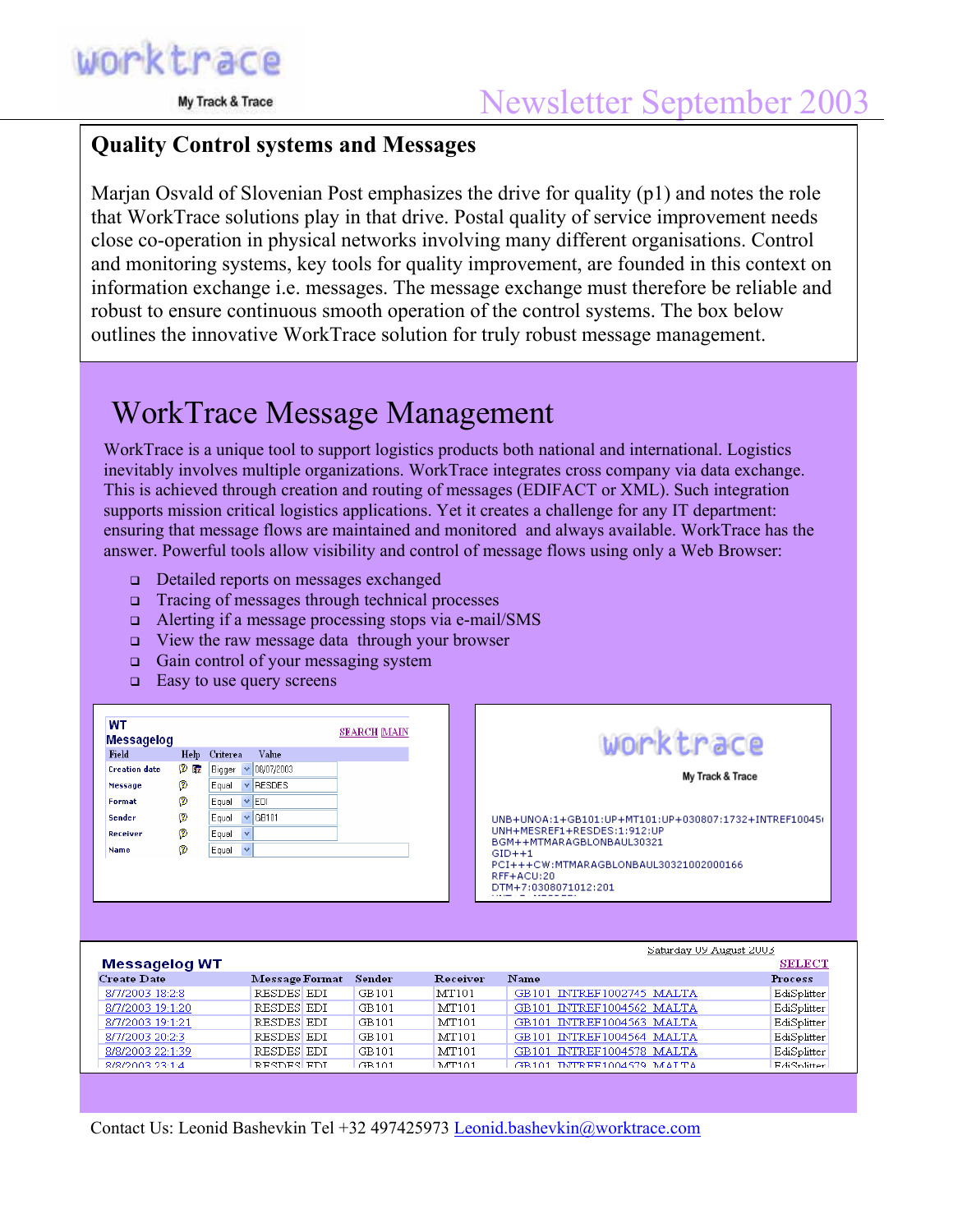# Newsletter September 2003

## Quality Control systems and Messages

Marjan Osvald of Slovenian Post emphasizes the drive for quality (p1) and notes the role that WorkTrace solutions play in that drive. Postal quality of service improvement needs close co-operation in physical networks involving many different organisations. Control and monitoring systems, key tools for quality improvement, are founded in this context on information exchange i.e. messages. The message exchange must therefore be reliable and robust to ensure continuous smooth operation of the control systems. The box below outlines the innovative WorkTrace solution for truly robust message management.

## WorkTrace Message Management

WorkTrace is a unique tool to support logistics products both national and international. Logistics inevitably involves multiple organizations. WorkTrace integrates cross company via data exchange. This is achieved through creation and routing of messages (EDIFACT or XML). Such integration supports mission critical logistics applications. Yet it creates a challenge for any IT department: ensuring that message flows are maintained and monitored and always available. WorkTrace has the answer. Powerful tools allow visibility and control of message flows using only a Web Browser:

- Detailed reports on messages exchanged
- Tracing of messages through technical processes
- Alerting if a message processing stops via e-mail/SMS
- View the raw message data through your browser
- Gain control of your messaging system
- Easy to use query screens

**WT Messagelog** SEARCH | MAIN

| Field | Help | Critera | Value |
|---|---|---|---|
| Creation date | | Bigger | 08/07/2003 |
| Message | | Equal | RESDES |
| Format | | Equal | EDI |
| Sender | | Equal | GB101 |
| Receiver | | Equal | |
| Name | | Equal | |

worktrace
My Track & Trace

```
UNB+UNOA:1+GB101:UP+MT101:UP+030807:1732+INTREF10045
UNH+MESREF1+RESDES:1:912:UP
BGM++MTMARAGBLONBAUL30321
GID++1
PCI+++CW:MTMARAGBLONBAUL30321002000166
RFF+ACU:20
DTM+7:0308071012:201
```

**Messagelog WT** Saturday 09 August 2003 SELECT

| Create Date | Message | Format | Sender | Receiver | Name | Process |
|---|---|---|---|---|---|---|
| 8/7/2003 18:2:8 | RESDES | EDI | GB101 | MT101 | GB101_INTREF1002745_MALTA | EdiSplitter |
| 8/7/2003 19:1:20 | RESDES | EDI | GB101 | MT101 | GB101_INTREF1004562_MALTA | EdiSplitter |
| 8/7/2003 19:1:21 | RESDES | EDI | GB101 | MT101 | GB101_INTREF1004563_MALTA | EdiSplitter |
| 8/7/2003 20:2:3 | RESDES | EDI | GB101 | MT101 | GB101_INTREF1004564_MALTA | EdiSplitter |
| 8/8/2003 22:1:39 | RESDES | EDI | GB101 | MT101 | GB101_INTREF1004578_MALTA | EdiSplitter |
| 8/8/2003 23:1:4 | RESDES | EDI | GB101 | MT101 | GB101_INTREF1004579_MALTA | EdiSplitter |

Contact Us: Leonid Bashevkin Tel +32 497425973 Leonid.bashevkin@worktrace.com